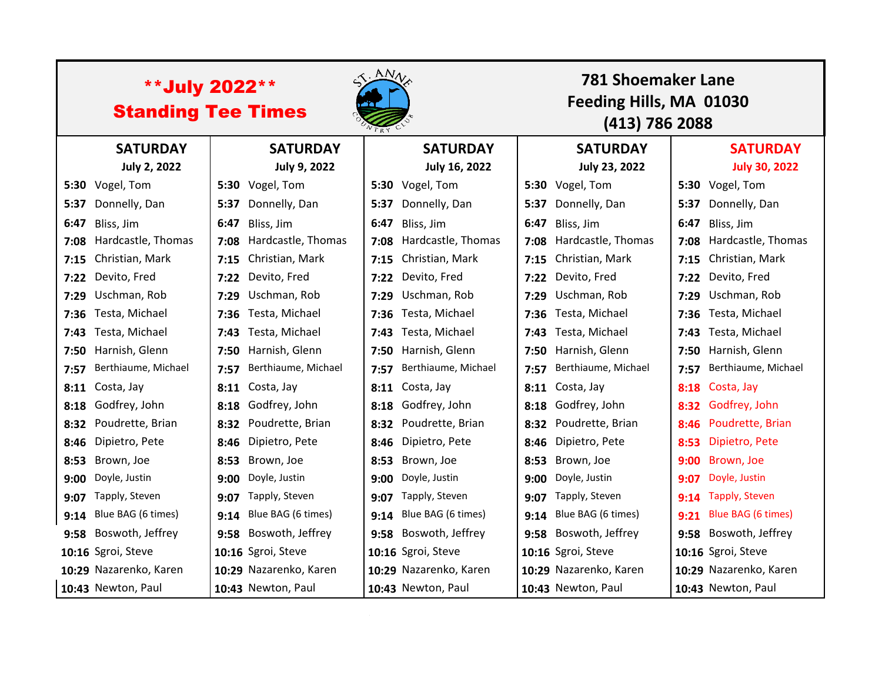# **July 2022**

## Standing Tee Times

ST. ANNE COUNTRY CLUB

**781 Shoemaker Lane**
**Feeding Hills, MA 01030**
**(413) 786 2088**

| SATURDAY July 2, 2022 | | SATURDAY July 9, 2022 | | SATURDAY July 16, 2022 | | SATURDAY July 23, 2022 | | SATURDAY July 30, 2022 | |
|---|---|---|---|---|---|---|---|---|---|
| **5:30** | Vogel, Tom | **5:30** | Vogel, Tom | **5:30** | Vogel, Tom | **5:30** | Vogel, Tom | **5:30** | Vogel, Tom |
| **5:37** | Donnelly, Dan | **5:37** | Donnelly, Dan | **5:37** | Donnelly, Dan | **5:37** | Donnelly, Dan | **5:37** | Donnelly, Dan |
| **6:47** | Bliss, Jim | **6:47** | Bliss, Jim | **6:47** | Bliss, Jim | **6:47** | Bliss, Jim | **6:47** | Bliss, Jim |
| **7:08** | Hardcastle, Thomas | **7:08** | Hardcastle, Thomas | **7:08** | Hardcastle, Thomas | **7:08** | Hardcastle, Thomas | **7:08** | Hardcastle, Thomas |
| **7:15** | Christian, Mark | **7:15** | Christian, Mark | **7:15** | Christian, Mark | **7:15** | Christian, Mark | **7:15** | Christian, Mark |
| **7:22** | Devito, Fred | **7:22** | Devito, Fred | **7:22** | Devito, Fred | **7:22** | Devito, Fred | **7:22** | Devito, Fred |
| **7:29** | Uschman, Rob | **7:29** | Uschman, Rob | **7:29** | Uschman, Rob | **7:29** | Uschman, Rob | **7:29** | Uschman, Rob |
| **7:36** | Testa, Michael | **7:36** | Testa, Michael | **7:36** | Testa, Michael | **7:36** | Testa, Michael | **7:36** | Testa, Michael |
| **7:43** | Testa, Michael | **7:43** | Testa, Michael | **7:43** | Testa, Michael | **7:43** | Testa, Michael | **7:43** | Testa, Michael |
| **7:50** | Harnish, Glenn | **7:50** | Harnish, Glenn | **7:50** | Harnish, Glenn | **7:50** | Harnish, Glenn | **7:50** | Harnish, Glenn |
| **7:57** | Berthiaume, Michael | **7:57** | Berthiaume, Michael | **7:57** | Berthiaume, Michael | **7:57** | Berthiaume, Michael | **7:57** | Berthiaume, Michael |
| **8:11** | Costa, Jay | **8:11** | Costa, Jay | **8:11** | Costa, Jay | **8:11** | Costa, Jay | **8:18** | Costa, Jay |
| **8:18** | Godfrey, John | **8:18** | Godfrey, John | **8:18** | Godfrey, John | **8:18** | Godfrey, John | **8:32** | Godfrey, John |
| **8:32** | Poudrette, Brian | **8:32** | Poudrette, Brian | **8:32** | Poudrette, Brian | **8:32** | Poudrette, Brian | **8:46** | Poudrette, Brian |
| **8:46** | Dipietro, Pete | **8:46** | Dipietro, Pete | **8:46** | Dipietro, Pete | **8:46** | Dipietro, Pete | **8:53** | Dipietro, Pete |
| **8:53** | Brown, Joe | **8:53** | Brown, Joe | **8:53** | Brown, Joe | **8:53** | Brown, Joe | **9:00** | Brown, Joe |
| **9:00** | Doyle, Justin | **9:00** | Doyle, Justin | **9:00** | Doyle, Justin | **9:00** | Doyle, Justin | **9:07** | Doyle, Justin |
| **9:07** | Tapply, Steven | **9:07** | Tapply, Steven | **9:07** | Tapply, Steven | **9:07** | Tapply, Steven | **9:14** | Tapply, Steven |
| **9:14** | Blue BAG (6 times) | **9:14** | Blue BAG (6 times) | **9:14** | Blue BAG (6 times) | **9:14** | Blue BAG (6 times) | **9:21** | Blue BAG (6 times) |
| **9:58** | Boswoth, Jeffrey | **9:58** | Boswoth, Jeffrey | **9:58** | Boswoth, Jeffrey | **9:58** | Boswoth, Jeffrey | **9:58** | Boswoth, Jeffrey |
| **10:16** | Sgroi, Steve | **10:16** | Sgroi, Steve | **10:16** | Sgroi, Steve | **10:16** | Sgroi, Steve | **10:16** | Sgroi, Steve |
| **10:29** | Nazarenko, Karen | **10:29** | Nazarenko, Karen | **10:29** | Nazarenko, Karen | **10:29** | Nazarenko, Karen | **10:29** | Nazarenko, Karen |
| **10:43** | Newton, Paul | **10:43** | Newton, Paul | **10:43** | Newton, Paul | **10:43** | Newton, Paul | **10:43** | Newton, Paul |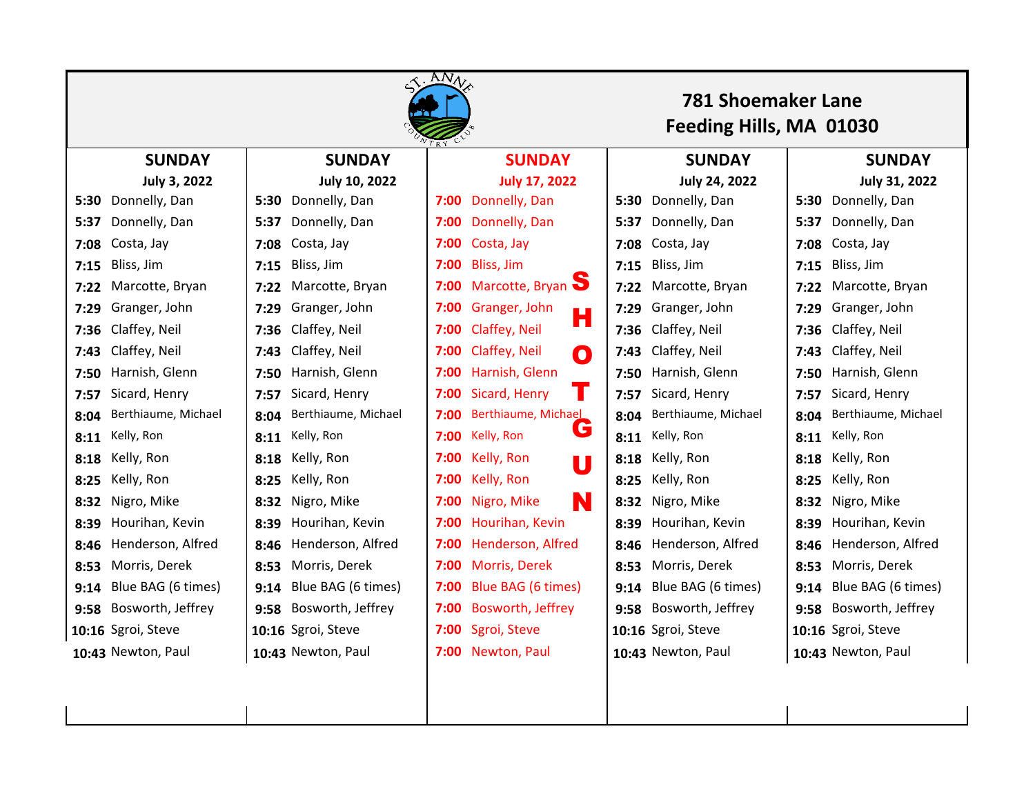ST. ANNE COUNTRY CLUB

**781 Shoemaker Lane**
**Feeding Hills, MA 01030**

| SUNDAY July 3, 2022 | | SUNDAY July 10, 2022 | | SUNDAY July 17, 2022 | | SUNDAY July 24, 2022 | | SUNDAY July 31, 2022 | |
|---|---|---|---|---|---|---|---|---|---|
| 5:30 | Donnelly, Dan | 5:30 | Donnelly, Dan | 7:00 | Donnelly, Dan | 5:30 | Donnelly, Dan | 5:30 | Donnelly, Dan |
| 5:37 | Donnelly, Dan | 5:37 | Donnelly, Dan | 7:00 | Donnelly, Dan | 5:37 | Donnelly, Dan | 5:37 | Donnelly, Dan |
| 7:08 | Costa, Jay | 7:08 | Costa, Jay | 7:00 | Costa, Jay | 7:08 | Costa, Jay | 7:08 | Costa, Jay |
| 7:15 | Bliss, Jim | 7:15 | Bliss, Jim | 7:00 | Bliss, Jim | 7:15 | Bliss, Jim | 7:15 | Bliss, Jim |
| 7:22 | Marcotte, Bryan | 7:22 | Marcotte, Bryan | 7:00 | Marcotte, Bryan | 7:22 | Marcotte, Bryan | 7:22 | Marcotte, Bryan |
| 7:29 | Granger, John | 7:29 | Granger, John | 7:00 | Granger, John | 7:29 | Granger, John | 7:29 | Granger, John |
| 7:36 | Claffey, Neil | 7:36 | Claffey, Neil | 7:00 | Claffey, Neil | 7:36 | Claffey, Neil | 7:36 | Claffey, Neil |
| 7:43 | Claffey, Neil | 7:43 | Claffey, Neil | 7:00 | Claffey, Neil | 7:43 | Claffey, Neil | 7:43 | Claffey, Neil |
| 7:50 | Harnish, Glenn | 7:50 | Harnish, Glenn | 7:00 | Harnish, Glenn | 7:50 | Harnish, Glenn | 7:50 | Harnish, Glenn |
| 7:57 | Sicard, Henry | 7:57 | Sicard, Henry | 7:00 | Sicard, Henry | 7:57 | Sicard, Henry | 7:57 | Sicard, Henry |
| 8:04 | Berthiaume, Michael | 8:04 | Berthiaume, Michael | 7:00 | Berthiaume, Michael | 8:04 | Berthiaume, Michael | 8:04 | Berthiaume, Michael |
| 8:11 | Kelly, Ron | 8:11 | Kelly, Ron | 7:00 | Kelly, Ron | 8:11 | Kelly, Ron | 8:11 | Kelly, Ron |
| 8:18 | Kelly, Ron | 8:18 | Kelly, Ron | 7:00 | Kelly, Ron | 8:18 | Kelly, Ron | 8:18 | Kelly, Ron |
| 8:25 | Kelly, Ron | 8:25 | Kelly, Ron | 7:00 | Kelly, Ron | 8:25 | Kelly, Ron | 8:25 | Kelly, Ron |
| 8:32 | Nigro, Mike | 8:32 | Nigro, Mike | 7:00 | Nigro, Mike | 8:32 | Nigro, Mike | 8:32 | Nigro, Mike |
| 8:39 | Hourihan, Kevin | 8:39 | Hourihan, Kevin | 7:00 | Hourihan, Kevin | 8:39 | Hourihan, Kevin | 8:39 | Hourihan, Kevin |
| 8:46 | Henderson, Alfred | 8:46 | Henderson, Alfred | 7:00 | Henderson, Alfred | 8:46 | Henderson, Alfred | 8:46 | Henderson, Alfred |
| 8:53 | Morris, Derek | 8:53 | Morris, Derek | 7:00 | Morris, Derek | 8:53 | Morris, Derek | 8:53 | Morris, Derek |
| 9:14 | Blue BAG (6 times) | 9:14 | Blue BAG (6 times) | 7:00 | Blue BAG (6 times) | 9:14 | Blue BAG (6 times) | 9:14 | Blue BAG (6 times) |
| 9:58 | Bosworth, Jeffrey | 9:58 | Bosworth, Jeffrey | 7:00 | Bosworth, Jeffrey | 9:58 | Bosworth, Jeffrey | 9:58 | Bosworth, Jeffrey |
| 10:16 | Sgroi, Steve | 10:16 | Sgroi, Steve | 7:00 | Sgroi, Steve | 10:16 | Sgroi, Steve | 10:16 | Sgroi, Steve |
| 10:43 | Newton, Paul | 10:43 | Newton, Paul | 7:00 | Newton, Paul | 10:43 | Newton, Paul | 10:43 | Newton, Paul |

SHOTGUN (July 17, 2022)